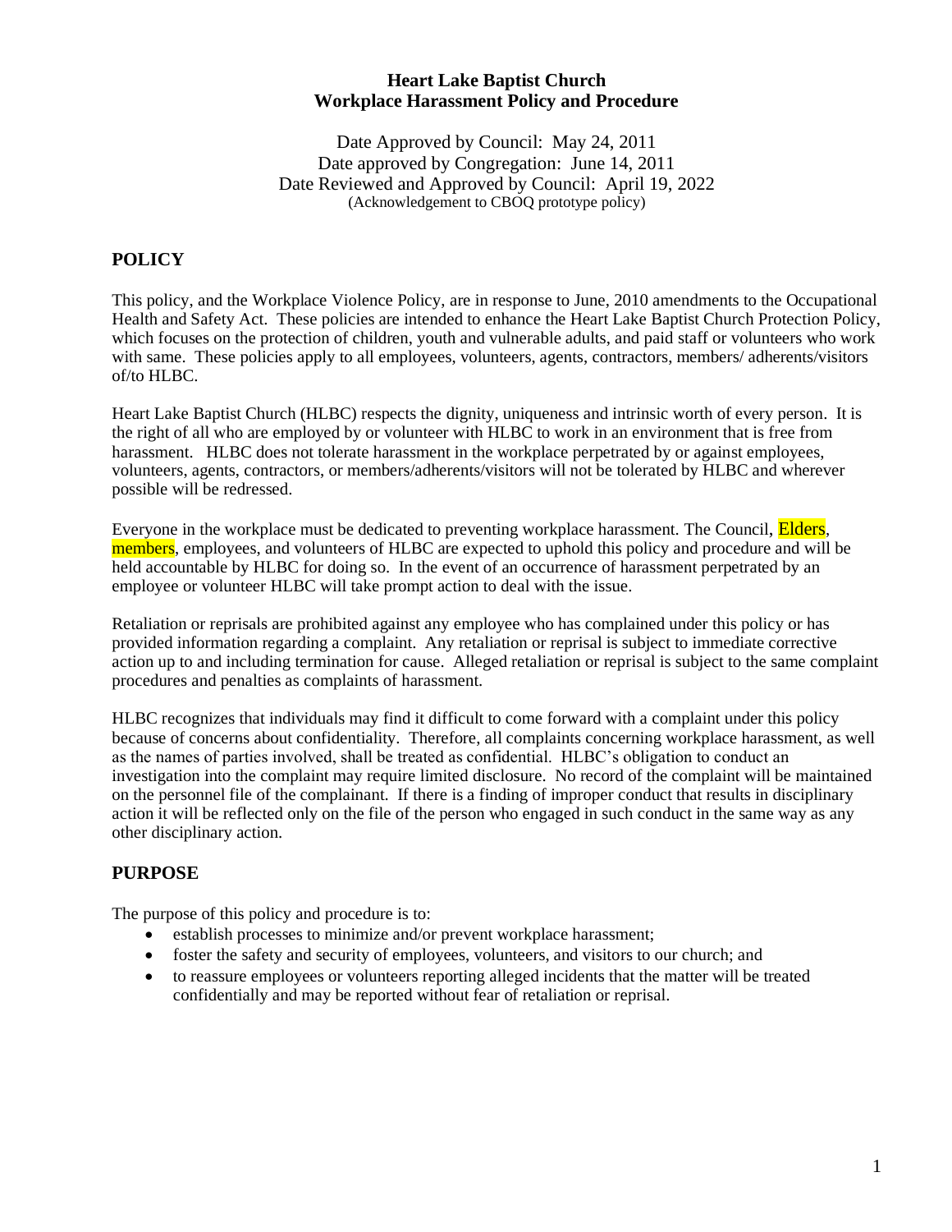# Heart Lake Baptist Church
## Workplace Harassment Policy and Procedure

Date Approved by Council: May 24, 2011
Date approved by Congregation: June 14, 2011
Date Reviewed and Approved by Council: April 19, 2022
(Acknowledgement to CBOQ prototype policy)

## POLICY

This policy, and the Workplace Violence Policy, are in response to June, 2010 amendments to the Occupational Health and Safety Act. These policies are intended to enhance the Heart Lake Baptist Church Protection Policy, which focuses on the protection of children, youth and vulnerable adults, and paid staff or volunteers who work with same. These policies apply to all employees, volunteers, agents, contractors, members/ adherents/visitors of/to HLBC.

Heart Lake Baptist Church (HLBC) respects the dignity, uniqueness and intrinsic worth of every person. It is the right of all who are employed by or volunteer with HLBC to work in an environment that is free from harassment. HLBC does not tolerate harassment in the workplace perpetrated by or against employees, volunteers, agents, contractors, or members/adherents/visitors will not be tolerated by HLBC and wherever possible will be redressed.

Everyone in the workplace must be dedicated to preventing workplace harassment. The Council, Elders, members, employees, and volunteers of HLBC are expected to uphold this policy and procedure and will be held accountable by HLBC for doing so. In the event of an occurrence of harassment perpetrated by an employee or volunteer HLBC will take prompt action to deal with the issue.

Retaliation or reprisals are prohibited against any employee who has complained under this policy or has provided information regarding a complaint. Any retaliation or reprisal is subject to immediate corrective action up to and including termination for cause. Alleged retaliation or reprisal is subject to the same complaint procedures and penalties as complaints of harassment.

HLBC recognizes that individuals may find it difficult to come forward with a complaint under this policy because of concerns about confidentiality. Therefore, all complaints concerning workplace harassment, as well as the names of parties involved, shall be treated as confidential. HLBC's obligation to conduct an investigation into the complaint may require limited disclosure. No record of the complaint will be maintained on the personnel file of the complainant. If there is a finding of improper conduct that results in disciplinary action it will be reflected only on the file of the person who engaged in such conduct in the same way as any other disciplinary action.

## PURPOSE

The purpose of this policy and procedure is to:

- establish processes to minimize and/or prevent workplace harassment;
- foster the safety and security of employees, volunteers, and visitors to our church; and
- to reassure employees or volunteers reporting alleged incidents that the matter will be treated confidentially and may be reported without fear of retaliation or reprisal.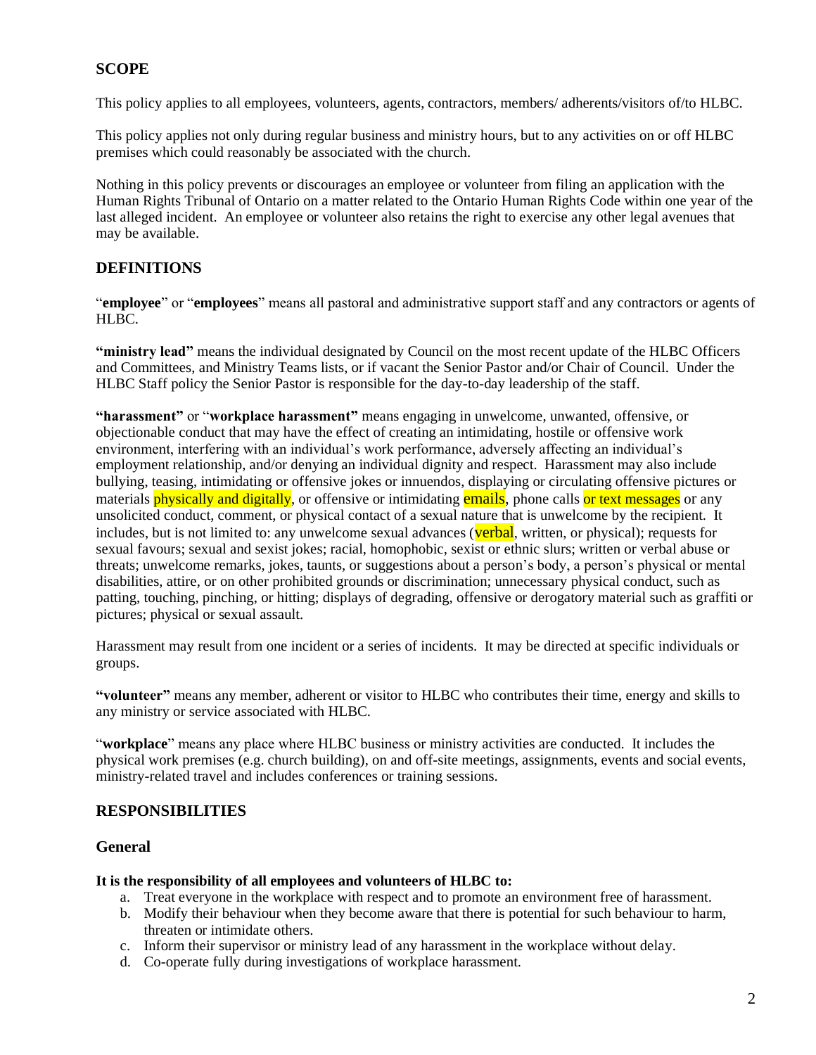## SCOPE

This policy applies to all employees, volunteers, agents, contractors, members/ adherents/visitors of/to HLBC.

This policy applies not only during regular business and ministry hours, but to any activities on or off HLBC premises which could reasonably be associated with the church.

Nothing in this policy prevents or discourages an employee or volunteer from filing an application with the Human Rights Tribunal of Ontario on a matter related to the Ontario Human Rights Code within one year of the last alleged incident. An employee or volunteer also retains the right to exercise any other legal avenues that may be available.

## DEFINITIONS

"**employee**" or "**employees**" means all pastoral and administrative support staff and any contractors or agents of HLBC.

**"ministry lead"** means the individual designated by Council on the most recent update of the HLBC Officers and Committees, and Ministry Teams lists, or if vacant the Senior Pastor and/or Chair of Council. Under the HLBC Staff policy the Senior Pastor is responsible for the day-to-day leadership of the staff.

**"harassment"** or "**workplace harassment"** means engaging in unwelcome, unwanted, offensive, or objectionable conduct that may have the effect of creating an intimidating, hostile or offensive work environment, interfering with an individual's work performance, adversely affecting an individual's employment relationship, and/or denying an individual dignity and respect. Harassment may also include bullying, teasing, intimidating or offensive jokes or innuendos, displaying or circulating offensive pictures or materials physically and digitally, or offensive or intimidating emails, phone calls or text messages or any unsolicited conduct, comment, or physical contact of a sexual nature that is unwelcome by the recipient. It includes, but is not limited to: any unwelcome sexual advances (verbal, written, or physical); requests for sexual favours; sexual and sexist jokes; racial, homophobic, sexist or ethnic slurs; written or verbal abuse or threats; unwelcome remarks, jokes, taunts, or suggestions about a person's body, a person's physical or mental disabilities, attire, or on other prohibited grounds or discrimination; unnecessary physical conduct, such as patting, touching, pinching, or hitting; displays of degrading, offensive or derogatory material such as graffiti or pictures; physical or sexual assault.

Harassment may result from one incident or a series of incidents. It may be directed at specific individuals or groups.

**"volunteer"** means any member, adherent or visitor to HLBC who contributes their time, energy and skills to any ministry or service associated with HLBC.

"**workplace**" means any place where HLBC business or ministry activities are conducted. It includes the physical work premises (e.g. church building), on and off-site meetings, assignments, events and social events, ministry-related travel and includes conferences or training sessions.

## RESPONSIBILITIES

### General

**It is the responsibility of all employees and volunteers of HLBC to:**

a. Treat everyone in the workplace with respect and to promote an environment free of harassment.
b. Modify their behaviour when they become aware that there is potential for such behaviour to harm, threaten or intimidate others.
c. Inform their supervisor or ministry lead of any harassment in the workplace without delay.
d. Co-operate fully during investigations of workplace harassment.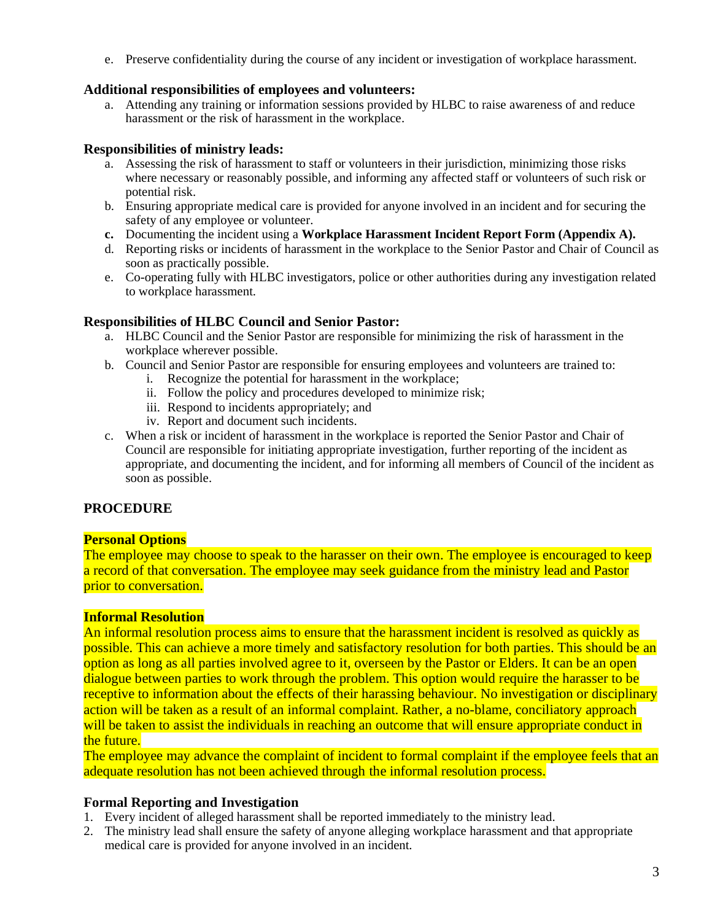e. Preserve confidentiality during the course of any incident or investigation of workplace harassment.

### Additional responsibilities of employees and volunteers:

a. Attending any training or information sessions provided by HLBC to raise awareness of and reduce harassment or the risk of harassment in the workplace.

### Responsibilities of ministry leads:

a. Assessing the risk of harassment to staff or volunteers in their jurisdiction, minimizing those risks where necessary or reasonably possible, and informing any affected staff or volunteers of such risk or potential risk.
b. Ensuring appropriate medical care is provided for anyone involved in an incident and for securing the safety of any employee or volunteer.
**c.** Documenting the incident using a **Workplace Harassment Incident Report Form (Appendix A).**
d. Reporting risks or incidents of harassment in the workplace to the Senior Pastor and Chair of Council as soon as practically possible.
e. Co-operating fully with HLBC investigators, police or other authorities during any investigation related to workplace harassment.

### Responsibilities of HLBC Council and Senior Pastor:

a. HLBC Council and the Senior Pastor are responsible for minimizing the risk of harassment in the workplace wherever possible.
b. Council and Senior Pastor are responsible for ensuring employees and volunteers are trained to:
   i. Recognize the potential for harassment in the workplace;
   ii. Follow the policy and procedures developed to minimize risk;
   iii. Respond to incidents appropriately; and
   iv. Report and document such incidents.
c. When a risk or incident of harassment in the workplace is reported the Senior Pastor and Chair of Council are responsible for initiating appropriate investigation, further reporting of the incident as appropriate, and documenting the incident, and for informing all members of Council of the incident as soon as possible.

## PROCEDURE

### Personal Options

The employee may choose to speak to the harasser on their own. The employee is encouraged to keep a record of that conversation. The employee may seek guidance from the ministry lead and Pastor prior to conversation.

### Informal Resolution

An informal resolution process aims to ensure that the harassment incident is resolved as quickly as possible. This can achieve a more timely and satisfactory resolution for both parties. This should be an option as long as all parties involved agree to it, overseen by the Pastor or Elders. It can be an open dialogue between parties to work through the problem. This option would require the harasser to be receptive to information about the effects of their harassing behaviour. No investigation or disciplinary action will be taken as a result of an informal complaint. Rather, a no-blame, conciliatory approach will be taken to assist the individuals in reaching an outcome that will ensure appropriate conduct in the future.
The employee may advance the complaint of incident to formal complaint if the employee feels that an adequate resolution has not been achieved through the informal resolution process.

### Formal Reporting and Investigation

1. Every incident of alleged harassment shall be reported immediately to the ministry lead.
2. The ministry lead shall ensure the safety of anyone alleging workplace harassment and that appropriate medical care is provided for anyone involved in an incident.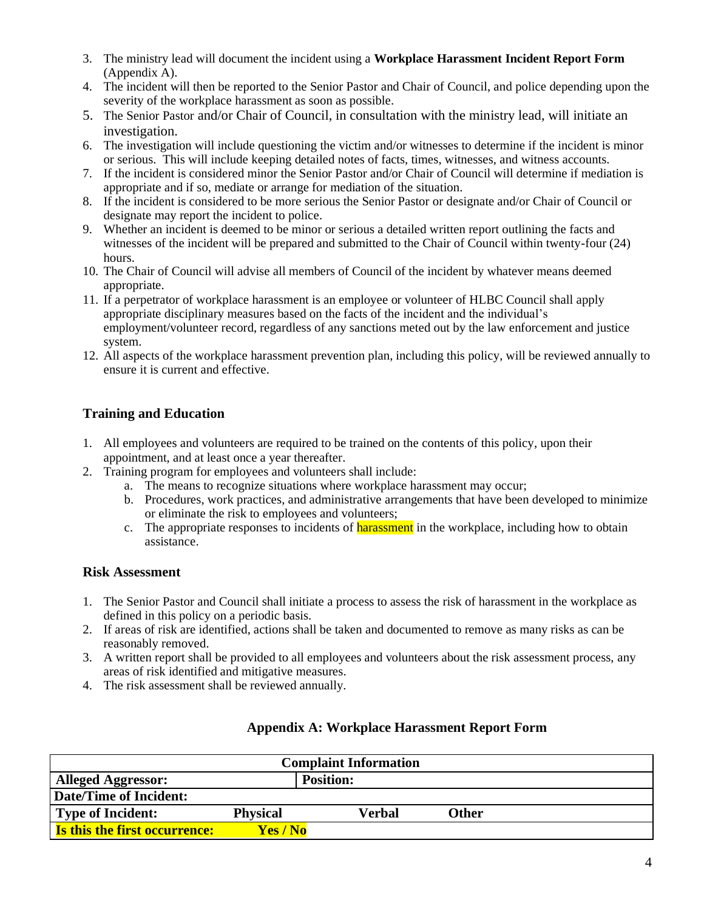3. The ministry lead will document the incident using a **Workplace Harassment Incident Report Form** (Appendix A).
4. The incident will then be reported to the Senior Pastor and Chair of Council, and police depending upon the severity of the workplace harassment as soon as possible.
5. The Senior Pastor and/or Chair of Council, in consultation with the ministry lead, will initiate an investigation.
6. The investigation will include questioning the victim and/or witnesses to determine if the incident is minor or serious. This will include keeping detailed notes of facts, times, witnesses, and witness accounts.
7. If the incident is considered minor the Senior Pastor and/or Chair of Council will determine if mediation is appropriate and if so, mediate or arrange for mediation of the situation.
8. If the incident is considered to be more serious the Senior Pastor or designate and/or Chair of Council or designate may report the incident to police.
9. Whether an incident is deemed to be minor or serious a detailed written report outlining the facts and witnesses of the incident will be prepared and submitted to the Chair of Council within twenty-four (24) hours.
10. The Chair of Council will advise all members of Council of the incident by whatever means deemed appropriate.
11. If a perpetrator of workplace harassment is an employee or volunteer of HLBC Council shall apply appropriate disciplinary measures based on the facts of the incident and the individual's employment/volunteer record, regardless of any sanctions meted out by the law enforcement and justice system.
12. All aspects of the workplace harassment prevention plan, including this policy, will be reviewed annually to ensure it is current and effective.

### Training and Education

1. All employees and volunteers are required to be trained on the contents of this policy, upon their appointment, and at least once a year thereafter.
2. Training program for employees and volunteers shall include:
   a. The means to recognize situations where workplace harassment may occur;
   b. Procedures, work practices, and administrative arrangements that have been developed to minimize or eliminate the risk to employees and volunteers;
   c. The appropriate responses to incidents of harassment in the workplace, including how to obtain assistance.

### Risk Assessment

1. The Senior Pastor and Council shall initiate a process to assess the risk of harassment in the workplace as defined in this policy on a periodic basis.
2. If areas of risk are identified, actions shall be taken and documented to remove as many risks as can be reasonably removed.
3. A written report shall be provided to all employees and volunteers about the risk assessment process, any areas of risk identified and mitigative measures.
4. The risk assessment shall be reviewed annually.

### Appendix A: Workplace Harassment Report Form

| **Complaint Information** | | | |
|---|---|---|---|
| **Alleged Aggressor:** | | **Position:** | |
| **Date/Time of Incident:** | | | |
| **Type of Incident:** | **Physical** | **Verbal** | **Other** |
| **Is this the first occurrence:** | **Yes / No** | | |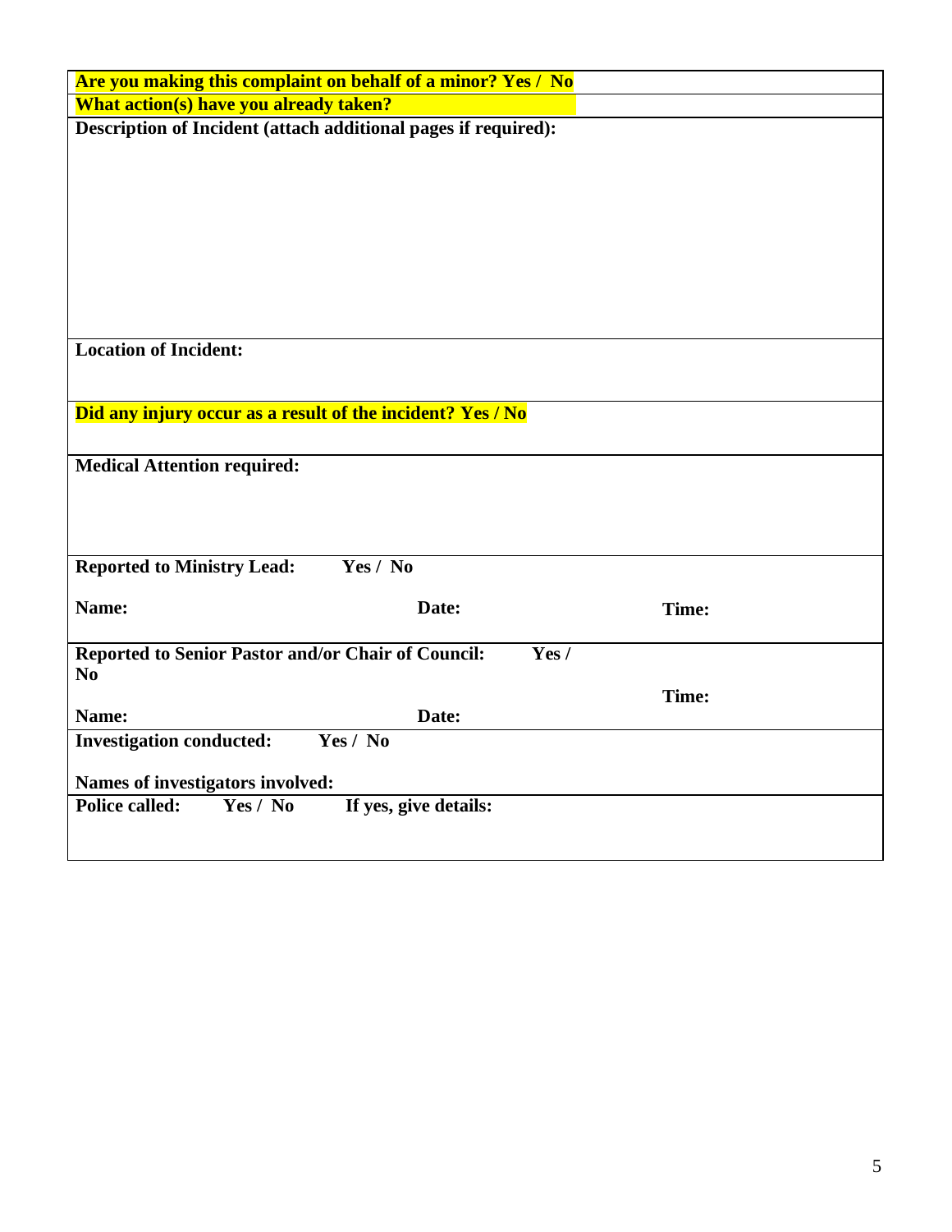| |
|---|
| **Are you making this complaint on behalf of a minor? Yes / No** |
| **What action(s) have you already taken?** |
| **Description of Incident (attach additional pages if required):** |
| **Location of Incident:**<br><br>**Did any injury occur as a result of the incident? Yes / No** |
| **Medical Attention required:** |
| **Reported to Ministry Lead: Yes / No**<br><br>**Name: Date: Time:** |
| **Reported to Senior Pastor and/or Chair of Council: Yes / No**<br><br>**Name: Date: Time:** |
| **Investigation conducted: Yes / No**<br><br>**Names of investigators involved:** |
| **Police called: Yes / No If yes, give details:** |